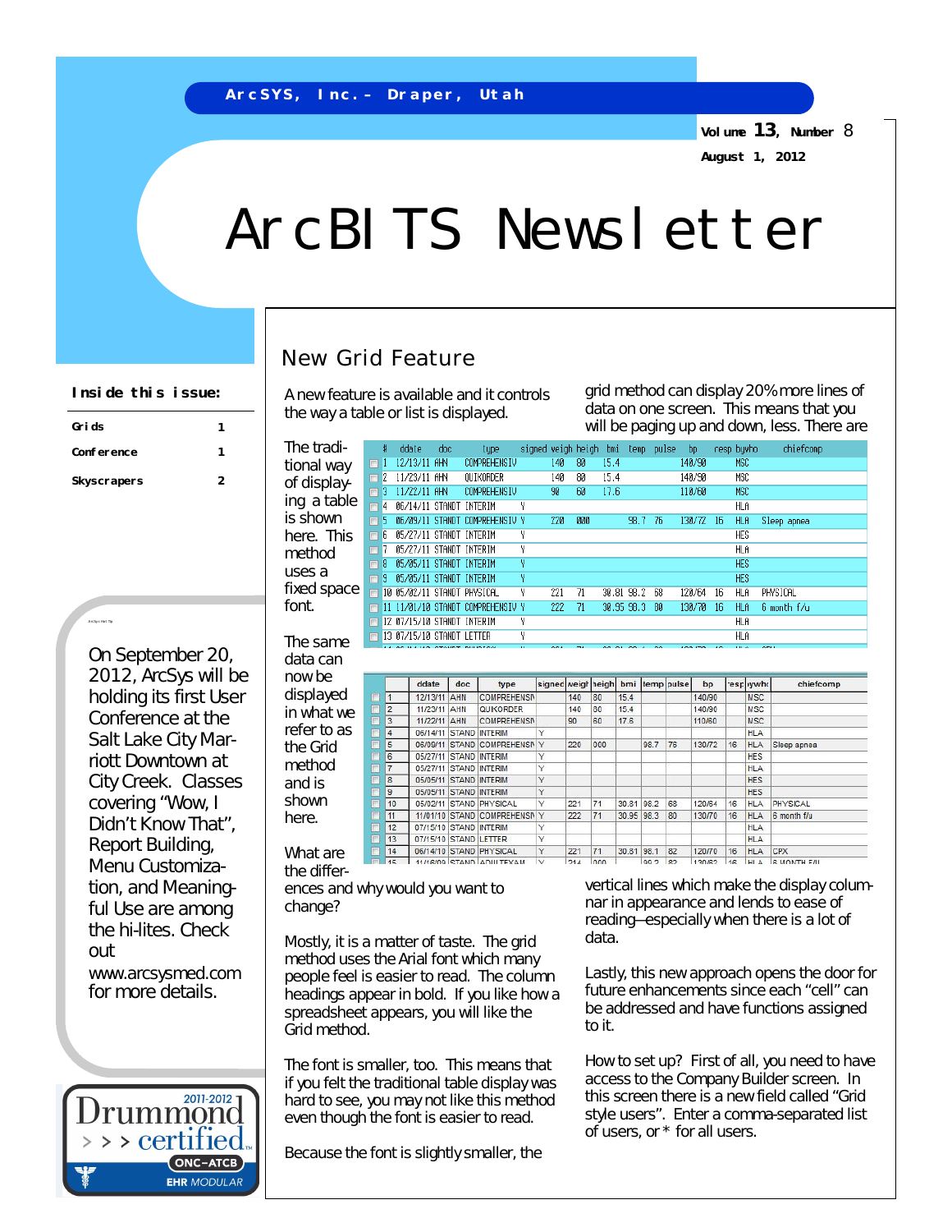ArcSYS, Inc.– Draper, Utah

Volume 13, Number 8

August 1, 2012

# ArcBITS Newsletter

**Inside this issue:**

| | |
|---|---|
| Grids | 1 |
| Conference | 1 |
| Skyscrapers | 2 |

On September 20, 2012, ArcSys will be holding its first User Conference at the Salt Lake City Marriott Downtown at City Creek. Classes covering "Wow, I Didn't Know That", Report Building, Menu Customization, and Meaningful Use are among the hi-lites. Check out www.arcsysmed.com for more details.

2011-2012 Drummond certified ONC-ATCB EHR MODULAR

## New Grid Feature

A new feature is available and it controls the way a table or list is displayed.

The traditional way of displaying a table is shown here. This method uses a fixed space font.

| # | ddate | doc | type | signed | weigh | heigh | bmi | temp | pulse | bp | resp | bywho | chiefcomp |
|---|---|---|---|---|---|---|---|---|---|---|---|---|---|
| 1 | 12/13/11 | AHN | COMPREHENSIV | | 140 | 80 | 15.4 | | | 140/90 | | MSC | |
| 2 | 11/23/11 | AHN | QUIKORDER | | 140 | 80 | 15.4 | | | 140/90 | | MSC | |
| 3 | 11/22/11 | AHN | COMPREHENSIV | | 90 | 60 | 17.6 | | | 110/60 | | MSC | |
| 4 | 06/14/11 | STANDT | INTERIM | Y | | | | | | | | HLA | |
| 5 | 06/09/11 | STANDT | COMPREHENSIV | Y | 220 | 000 | | 98.7 | 76 | 130/72 | 16 | HLA | Sleep apnea |
| 6 | 05/27/11 | STANDT | INTERIM | Y | | | | | | | | HES | |
| 7 | 05/27/11 | STANDT | INTERIM | Y | | | | | | | | HLA | |
| 8 | 05/05/11 | STANDT | INTERIM | Y | | | | | | | | HES | |
| 9 | 05/05/11 | STANDT | INTERIM | Y | | | | | | | | HES | |
| 10 | 05/02/11 | STANDT | PHYSICAL | Y | 221 | 71 | 30.81 | 98.2 | 68 | 120/64 | 16 | HLA | PHYSICAL |
| 11 | 11/01/10 | STANDT | COMPREHENSIV | Y | 222 | 71 | 30.95 | 98.3 | 80 | 130/70 | 16 | HLA | 6 month f/u |
| 12 | 07/15/10 | STANDT | INTERIM | Y | | | | | | | | HLA | |
| 13 | 07/15/10 | STANDT | LETTER | Y | | | | | | | | HLA | |

The same data can now be displayed in what we refer to as the Grid method and is shown here.

| | ddate | doc | type | signed | weigh | heigh | bmi | temp | pulse | bp | resp | bywho | chiefcomp |
|---|---|---|---|---|---|---|---|---|---|---|---|---|---|
| 1 | 12/13/11 | AHN | COMPREHENSIV | | 140 | 80 | 15.4 | | | 140/90 | | MSC | |
| 2 | 11/23/11 | AHN | QUIKORDER | | 140 | 80 | 15.4 | | | 140/90 | | MSC | |
| 3 | 11/22/11 | AHN | COMPREHENSIV | | 90 | 60 | 17.6 | | | 110/60 | | MSC | |
| 4 | 06/14/11 | STAND | INTERIM | Y | | | | | | | | HLA | |
| 5 | 06/09/11 | STAND | COMPREHENSIV | Y | 220 | 000 | | 98.7 | 76 | 130/72 | 16 | HLA | Sleep apnea |
| 6 | 05/27/11 | STAND | INTERIM | Y | | | | | | | | HES | |
| 7 | 05/27/11 | STAND | INTERIM | Y | | | | | | | | HLA | |
| 8 | 05/05/11 | STAND | INTERIM | Y | | | | | | | | HES | |
| 9 | 05/05/11 | STAND | INTERIM | Y | | | | | | | | HES | |
| 10 | 05/02/11 | STAND | PHYSICAL | Y | 221 | 71 | 30.81 | 98.2 | 68 | 120/64 | 16 | HLA | PHYSICAL |
| 11 | 11/01/10 | STAND | COMPREHENSIV | Y | 222 | 71 | 30.95 | 98.3 | 80 | 130/70 | 16 | HLA | 6 month f/u |
| 12 | 07/15/10 | STAND | INTERIM | Y | | | | | | | | HLA | |
| 13 | 07/15/10 | STAND | LETTER | Y | | | | | | | | HLA | |
| 14 | 06/14/10 | STAND | PHYSICAL | Y | 221 | 71 | 30.81 | 98.1 | 82 | 120/70 | 16 | HLA | CPX |

What are the differences and why would you want to change?

Mostly, it is a matter of taste. The grid method uses the Arial font which many people feel is easier to read. The column headings appear in bold. If you like how a spreadsheet appears, you will like the Grid method.

The font is smaller, too. This means that if you felt the traditional table display was hard to see, you may not like this method even though the font is easier to read.

Because the font is slightly smaller, the grid method can display 20% more lines of data on one screen. This means that you will be paging up and down, less. There are vertical lines which make the display columnar in appearance and lends to ease of reading—especially when there is a lot of data.

Lastly, this new approach opens the door for future enhancements since each "cell" can be addressed and have functions assigned to it.

How to set up? First of all, you need to have access to the Company Builder screen. In this screen there is a new field called "Grid style users". Enter a comma-separated list of users, or * for all users.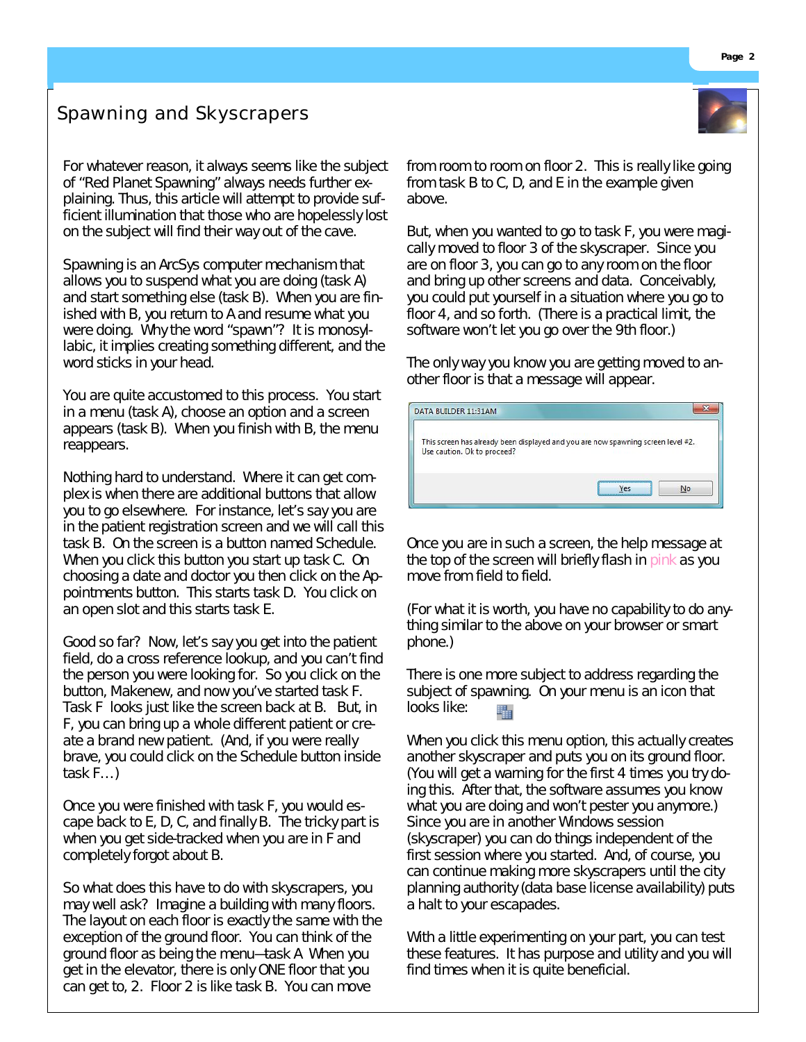## Spawning and Skyscrapers

For whatever reason, it always seems like the subject of "Red Planet Spawning" always needs further explaining. Thus, this article will attempt to provide sufficient illumination that those who are hopelessly lost on the subject will find their way out of the cave.

Spawning is an ArcSys computer mechanism that allows you to suspend what you are doing (task A) and start something else (task B). When you are finished with B, you return to A and resume what you were doing. Why the word "spawn"? It is monosyllabic, it implies creating something different, and the word sticks in your head.

You are quite accustomed to this process. You start in a menu (task A), choose an option and a screen appears (task B). When you finish with B, the menu reappears.

Nothing hard to understand. Where it can get complex is when there are additional buttons that allow you to go elsewhere. For instance, let's say you are in the patient registration screen and we will call this task B. On the screen is a button named Schedule. When you click this button you start up task C. On choosing a date and doctor you then click on the Appointments button. This starts task D. You click on an open slot and this starts task E.

Good so far? Now, let's say you get into the patient field, do a cross reference lookup, and you can't find the person you were looking for. So you click on the button, Makenew, and now you've started task F. Task F looks just like the screen back at B. But, in F, you can bring up a whole different patient or create a brand new patient. (And, if you were really brave, you could click on the Schedule button inside task F…)

Once you were finished with task F, you would escape back to E, D, C, and finally B. The tricky part is when you get side-tracked when you are in F and completely forgot about B.

So what does this have to do with skyscrapers, you may well ask? Imagine a building with many floors. The layout on each floor is exactly the same with the exception of the ground floor. You can think of the ground floor as being the menu—task A When you get in the elevator, there is only ONE floor that you can get to, 2. Floor 2 is like task B. You can move from room to room on floor 2. This is really like going from task B to C, D, and E in the example given above.

But, when you wanted to go to task F, you were magically moved to floor 3 of the skyscraper. Since you are on floor 3, you can go to any room on the floor and bring up other screens and data. Conceivably, you could put yourself in a situation where you go to floor 4, and so forth. (There is a practical limit, the software won't let you go over the 9th floor.)

The only way you know you are getting moved to another floor is that a message will appear.

DATA BUILDER 11:31AM

This screen has already been displayed and you are now spawning screen level #2. Use caution. Ok to proceed?

Yes No

Once you are in such a screen, the help message at the top of the screen will briefly flash in pink as you move from field to field.

(For what it is worth, you have no capability to do anything similar to the above on your browser or smart phone.)

There is one more subject to address regarding the subject of spawning. On your menu is an icon that looks like:

When you click this menu option, this actually creates another skyscraper and puts you on its ground floor. (You will get a warning for the first 4 times you try doing this. After that, the software assumes you know what you are doing and won't pester you anymore.) Since you are in another Windows session (skyscraper) you can do things independent of the first session where you started. And, of course, you can continue making more skyscrapers until the city planning authority (data base license availability) puts a halt to your escapades.

With a little experimenting on your part, you can test these features. It has purpose and utility and you will find times when it is quite beneficial.